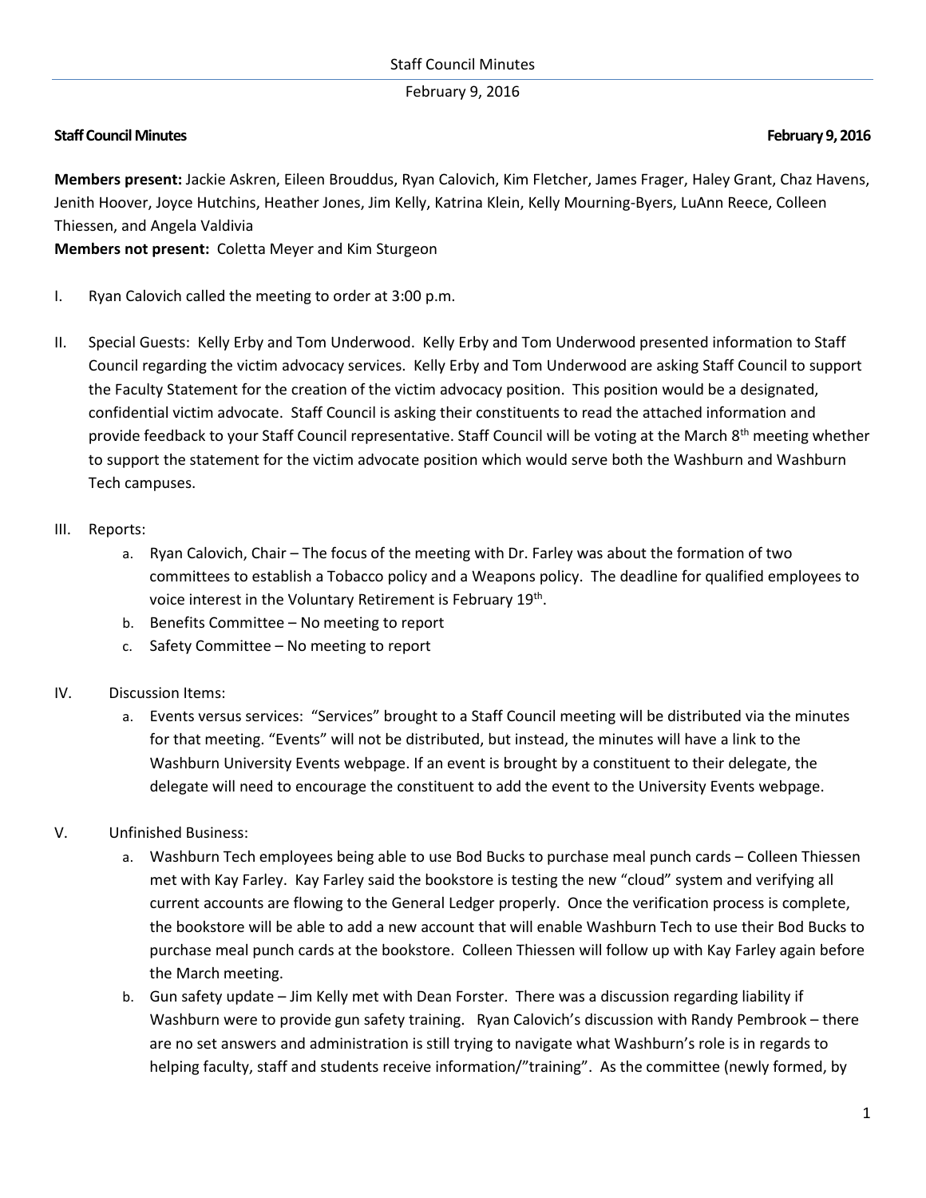**Staff Council Minutes** **February 9, 2016**

**Members present:** Jackie Askren, Eileen Brouddus, Ryan Calovich, Kim Fletcher, James Frager, Haley Grant, Chaz Havens, Jenith Hoover, Joyce Hutchins, Heather Jones, Jim Kelly, Katrina Klein, Kelly Mourning-Byers, LuAnn Reece, Colleen Thiessen, and Angela Valdivia
**Members not present:** Coletta Meyer and Kim Sturgeon

I. Ryan Calovich called the meeting to order at 3:00 p.m.

II. Special Guests: Kelly Erby and Tom Underwood. Kelly Erby and Tom Underwood presented information to Staff Council regarding the victim advocacy services. Kelly Erby and Tom Underwood are asking Staff Council to support the Faculty Statement for the creation of the victim advocacy position. This position would be a designated, confidential victim advocate. Staff Council is asking their constituents to read the attached information and provide feedback to your Staff Council representative. Staff Council will be voting at the March 8th meeting whether to support the statement for the victim advocate position which would serve both the Washburn and Washburn Tech campuses.

III. Reports:
   a. Ryan Calovich, Chair – The focus of the meeting with Dr. Farley was about the formation of two committees to establish a Tobacco policy and a Weapons policy. The deadline for qualified employees to voice interest in the Voluntary Retirement is February 19th.
   b. Benefits Committee – No meeting to report
   c. Safety Committee – No meeting to report

IV. Discussion Items:
   a. Events versus services: "Services" brought to a Staff Council meeting will be distributed via the minutes for that meeting. "Events" will not be distributed, but instead, the minutes will have a link to the Washburn University Events webpage. If an event is brought by a constituent to their delegate, the delegate will need to encourage the constituent to add the event to the University Events webpage.

V. Unfinished Business:
   a. Washburn Tech employees being able to use Bod Bucks to purchase meal punch cards – Colleen Thiessen met with Kay Farley. Kay Farley said the bookstore is testing the new "cloud" system and verifying all current accounts are flowing to the General Ledger properly. Once the verification process is complete, the bookstore will be able to add a new account that will enable Washburn Tech to use their Bod Bucks to purchase meal punch cards at the bookstore. Colleen Thiessen will follow up with Kay Farley again before the March meeting.
   b. Gun safety update – Jim Kelly met with Dean Forster. There was a discussion regarding liability if Washburn were to provide gun safety training. Ryan Calovich's discussion with Randy Pembrook – there are no set answers and administration is still trying to navigate what Washburn's role is in regards to helping faculty, staff and students receive information/"training". As the committee (newly formed, by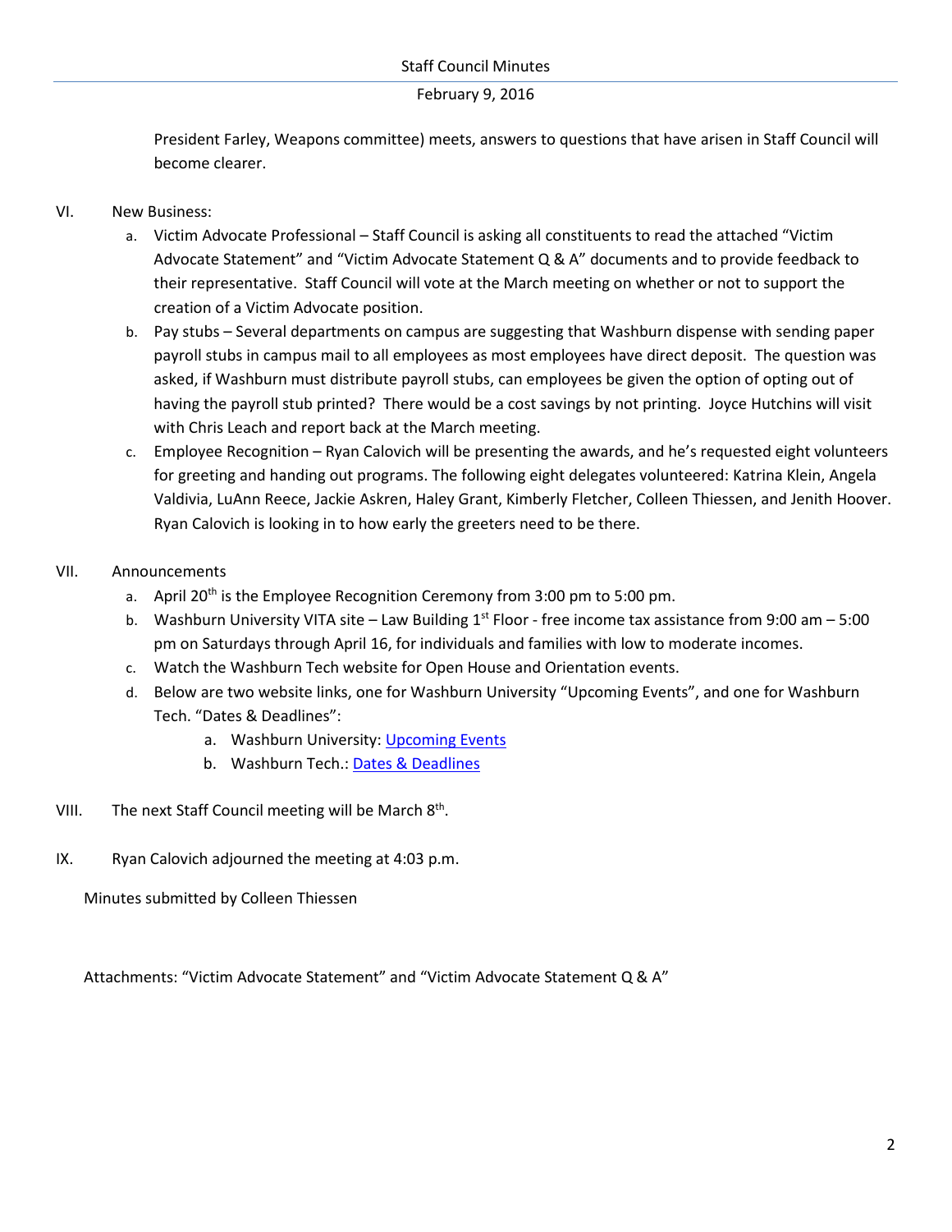President Farley, Weapons committee) meets, answers to questions that have arisen in Staff Council will become clearer.

VI. New Business:

a. Victim Advocate Professional – Staff Council is asking all constituents to read the attached "Victim Advocate Statement" and "Victim Advocate Statement Q & A" documents and to provide feedback to their representative. Staff Council will vote at the March meeting on whether or not to support the creation of a Victim Advocate position.

b. Pay stubs – Several departments on campus are suggesting that Washburn dispense with sending paper payroll stubs in campus mail to all employees as most employees have direct deposit. The question was asked, if Washburn must distribute payroll stubs, can employees be given the option of opting out of having the payroll stub printed? There would be a cost savings by not printing. Joyce Hutchins will visit with Chris Leach and report back at the March meeting.

c. Employee Recognition – Ryan Calovich will be presenting the awards, and he's requested eight volunteers for greeting and handing out programs. The following eight delegates volunteered: Katrina Klein, Angela Valdivia, LuAnn Reece, Jackie Askren, Haley Grant, Kimberly Fletcher, Colleen Thiessen, and Jenith Hoover. Ryan Calovich is looking in to how early the greeters need to be there.

VII. Announcements

a. April 20th is the Employee Recognition Ceremony from 3:00 pm to 5:00 pm.

b. Washburn University VITA site – Law Building 1st Floor - free income tax assistance from 9:00 am – 5:00 pm on Saturdays through April 16, for individuals and families with low to moderate incomes.

c. Watch the Washburn Tech website for Open House and Orientation events.

d. Below are two website links, one for Washburn University "Upcoming Events", and one for Washburn Tech. "Dates & Deadlines":

   a. Washburn University: Upcoming Events

   b. Washburn Tech.: Dates & Deadlines

VIII. The next Staff Council meeting will be March 8th.

IX. Ryan Calovich adjourned the meeting at 4:03 p.m.

Minutes submitted by Colleen Thiessen

Attachments: "Victim Advocate Statement" and "Victim Advocate Statement Q & A"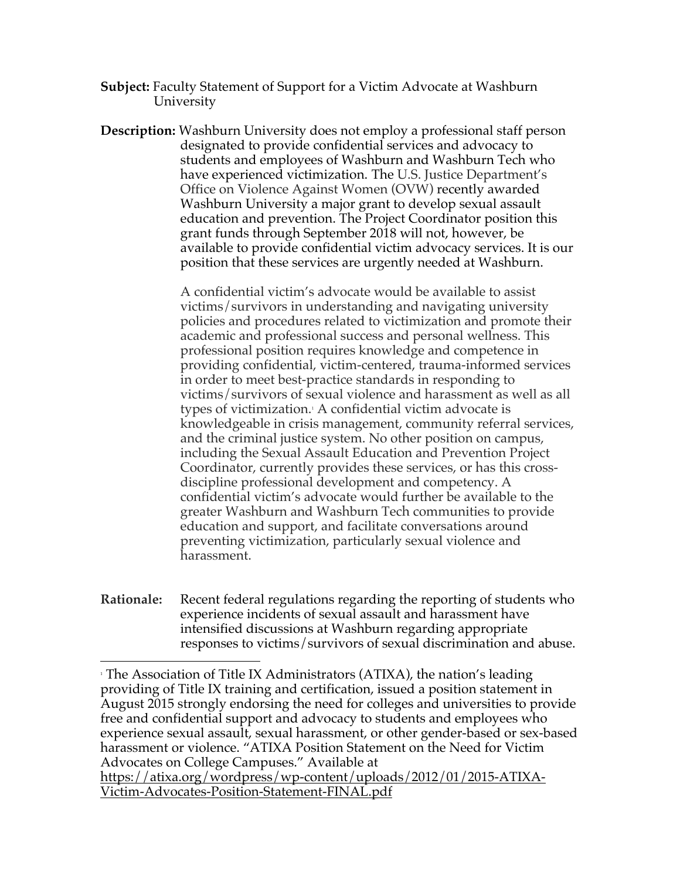**Subject:** Faculty Statement of Support for a Victim Advocate at Washburn University

**Description:** Washburn University does not employ a professional staff person designated to provide confidential services and advocacy to students and employees of Washburn and Washburn Tech who have experienced victimization. The U.S. Justice Department's Office on Violence Against Women (OVW) recently awarded Washburn University a major grant to develop sexual assault education and prevention. The Project Coordinator position this grant funds through September 2018 will not, however, be available to provide confidential victim advocacy services. It is our position that these services are urgently needed at Washburn.

A confidential victim's advocate would be available to assist victims/survivors in understanding and navigating university policies and procedures related to victimization and promote their academic and professional success and personal wellness. This professional position requires knowledge and competence in providing confidential, victim-centered, trauma-informed services in order to meet best-practice standards in responding to victims/survivors of sexual violence and harassment as well as all types of victimization.[1] A confidential victim advocate is knowledgeable in crisis management, community referral services, and the criminal justice system. No other position on campus, including the Sexual Assault Education and Prevention Project Coordinator, currently provides these services, or has this cross-discipline professional development and competency. A confidential victim's advocate would further be available to the greater Washburn and Washburn Tech communities to provide education and support, and facilitate conversations around preventing victimization, particularly sexual violence and harassment.

**Rationale:** Recent federal regulations regarding the reporting of students who experience incidents of sexual assault and harassment have intensified discussions at Washburn regarding appropriate responses to victims/survivors of sexual discrimination and abuse.

---

[1] The Association of Title IX Administrators (ATIXA), the nation's leading providing of Title IX training and certification, issued a position statement in August 2015 strongly endorsing the need for colleges and universities to provide free and confidential support and advocacy to students and employees who experience sexual assault, sexual harassment, or other gender-based or sex-based harassment or violence. "ATIXA Position Statement on the Need for Victim Advocates on College Campuses." Available at https://atixa.org/wordpress/wp-content/uploads/2012/01/2015-ATIXA-Victim-Advocates-Position-Statement-FINAL.pdf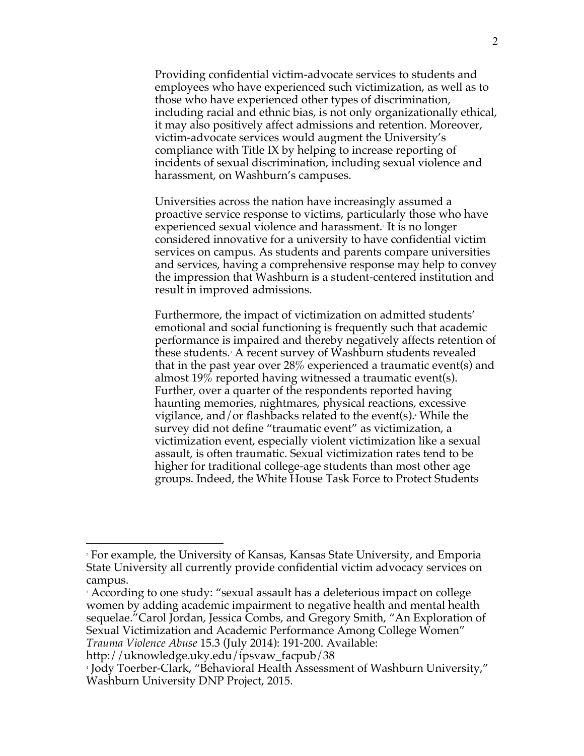Providing confidential victim-advocate services to students and employees who have experienced such victimization, as well as to those who have experienced other types of discrimination, including racial and ethnic bias, is not only organizationally ethical, it may also positively affect admissions and retention. Moreover, victim-advocate services would augment the University's compliance with Title IX by helping to increase reporting of incidents of sexual discrimination, including sexual violence and harassment, on Washburn's campuses.

Universities across the nation have increasingly assumed a proactive service response to victims, particularly those who have experienced sexual violence and harassment.[2] It is no longer considered innovative for a university to have confidential victim services on campus. As students and parents compare universities and services, having a comprehensive response may help to convey the impression that Washburn is a student-centered institution and result in improved admissions.

Furthermore, the impact of victimization on admitted students' emotional and social functioning is frequently such that academic performance is impaired and thereby negatively affects retention of these students.[3] A recent survey of Washburn students revealed that in the past year over 28% experienced a traumatic event(s) and almost 19% reported having witnessed a traumatic event(s). Further, over a quarter of the respondents reported having haunting memories, nightmares, physical reactions, excessive vigilance, and/or flashbacks related to the event(s).[4] While the survey did not define "traumatic event" as victimization, a victimization event, especially violent victimization like a sexual assault, is often traumatic. Sexual victimization rates tend to be higher for traditional college-age students than most other age groups. Indeed, the White House Task Force to Protect Students

---

[2] For example, the University of Kansas, Kansas State University, and Emporia State University all currently provide confidential victim advocacy services on campus.

[3] According to one study: "sexual assault has a deleterious impact on college women by adding academic impairment to negative health and mental health sequelae."Carol Jordan, Jessica Combs, and Gregory Smith, "An Exploration of Sexual Victimization and Academic Performance Among College Women" *Trauma Violence Abuse* 15.3 (July 2014): 191-200. Available: http://uknowledge.uky.edu/ipsvaw_facpub/38

[4] Jody Toerber-Clark, "Behavioral Health Assessment of Washburn University," Washburn University DNP Project, 2015.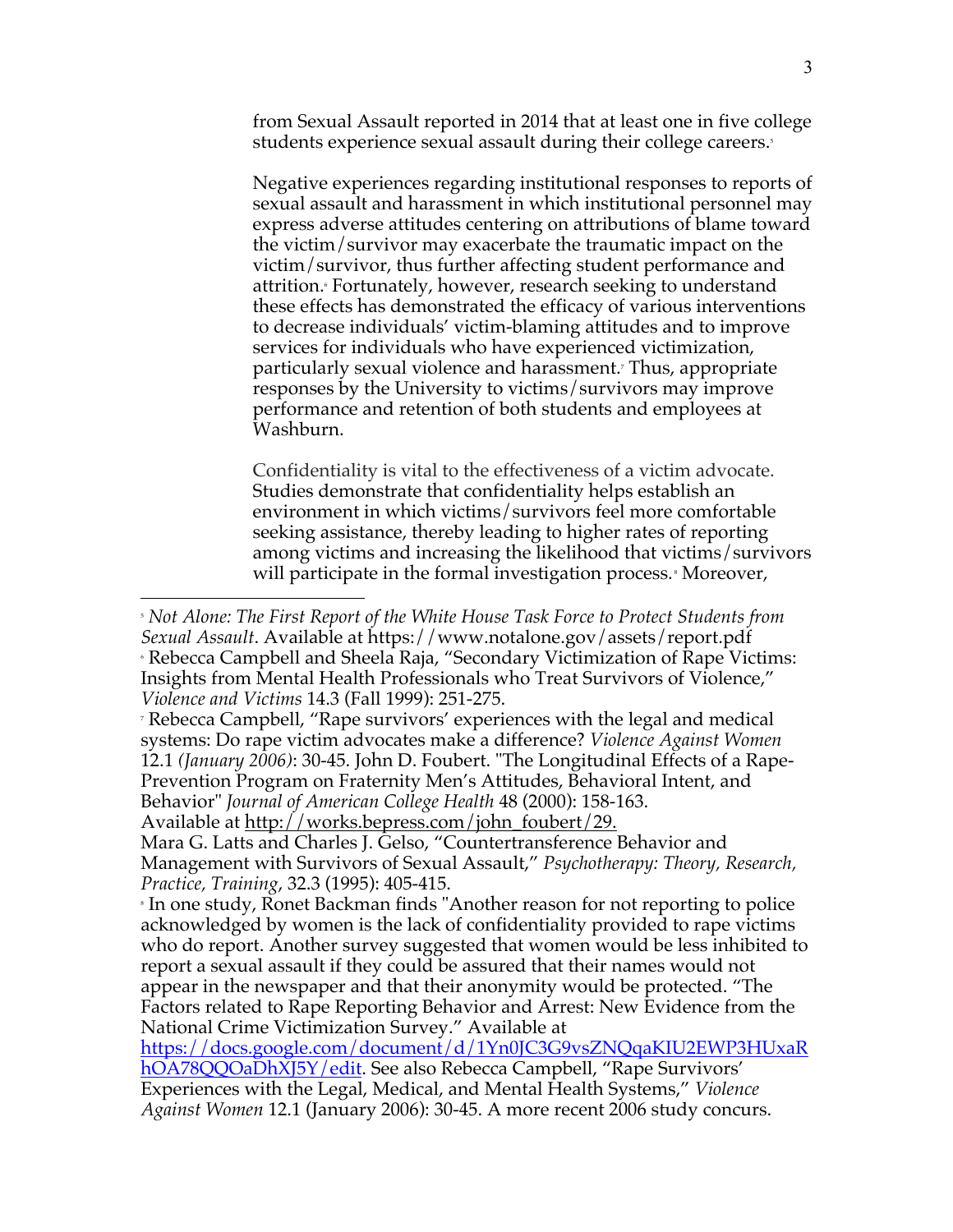from Sexual Assault reported in 2014 that at least one in five college students experience sexual assault during their college careers.[5]

Negative experiences regarding institutional responses to reports of sexual assault and harassment in which institutional personnel may express adverse attitudes centering on attributions of blame toward the victim/survivor may exacerbate the traumatic impact on the victim/survivor, thus further affecting student performance and attrition.[6] Fortunately, however, research seeking to understand these effects has demonstrated the efficacy of various interventions to decrease individuals' victim-blaming attitudes and to improve services for individuals who have experienced victimization, particularly sexual violence and harassment.[7] Thus, appropriate responses by the University to victims/survivors may improve performance and retention of both students and employees at Washburn.

Confidentiality is vital to the effectiveness of a victim advocate. Studies demonstrate that confidentiality helps establish an environment in which victims/survivors feel more comfortable seeking assistance, thereby leading to higher rates of reporting among victims and increasing the likelihood that victims/survivors will participate in the formal investigation process.[8] Moreover,

---

[5] *Not Alone: The First Report of the White House Task Force to Protect Students from Sexual Assault*. Available at https://www.notalone.gov/assets/report.pdf

[6] Rebecca Campbell and Sheela Raja, "Secondary Victimization of Rape Victims: Insights from Mental Health Professionals who Treat Survivors of Violence," *Violence and Victims* 14.3 (Fall 1999): 251-275.

[7] Rebecca Campbell, "Rape survivors' experiences with the legal and medical systems: Do rape victim advocates make a difference? *Violence Against Women* 12.1 *(January 2006)*: 30-45. John D. Foubert. "The Longitudinal Effects of a Rape-Prevention Program on Fraternity Men's Attitudes, Behavioral Intent, and Behavior" *Journal of American College Health* 48 (2000): 158-163. Available at http://works.bepress.com/john_foubert/29.
Mara G. Latts and Charles J. Gelso, "Countertransference Behavior and Management with Survivors of Sexual Assault," *Psychotherapy: Theory, Research, Practice, Training*, 32.3 (1995): 405-415.

[8] In one study, Ronet Backman finds "Another reason for not reporting to police acknowledged by women is the lack of confidentiality provided to rape victims who do report. Another survey suggested that women would be less inhibited to report a sexual assault if they could be assured that their names would not appear in the newspaper and that their anonymity would be protected. "The Factors related to Rape Reporting Behavior and Arrest: New Evidence from the National Crime Victimization Survey." Available at https://docs.google.com/document/d/1Yn0JC3G9vsZNQqaKIU2EWP3HUxaRhOA78QQOaDhXJ5Y/edit. See also Rebecca Campbell, "Rape Survivors' Experiences with the Legal, Medical, and Mental Health Systems," *Violence Against Women* 12.1 (January 2006): 30-45. A more recent 2006 study concurs.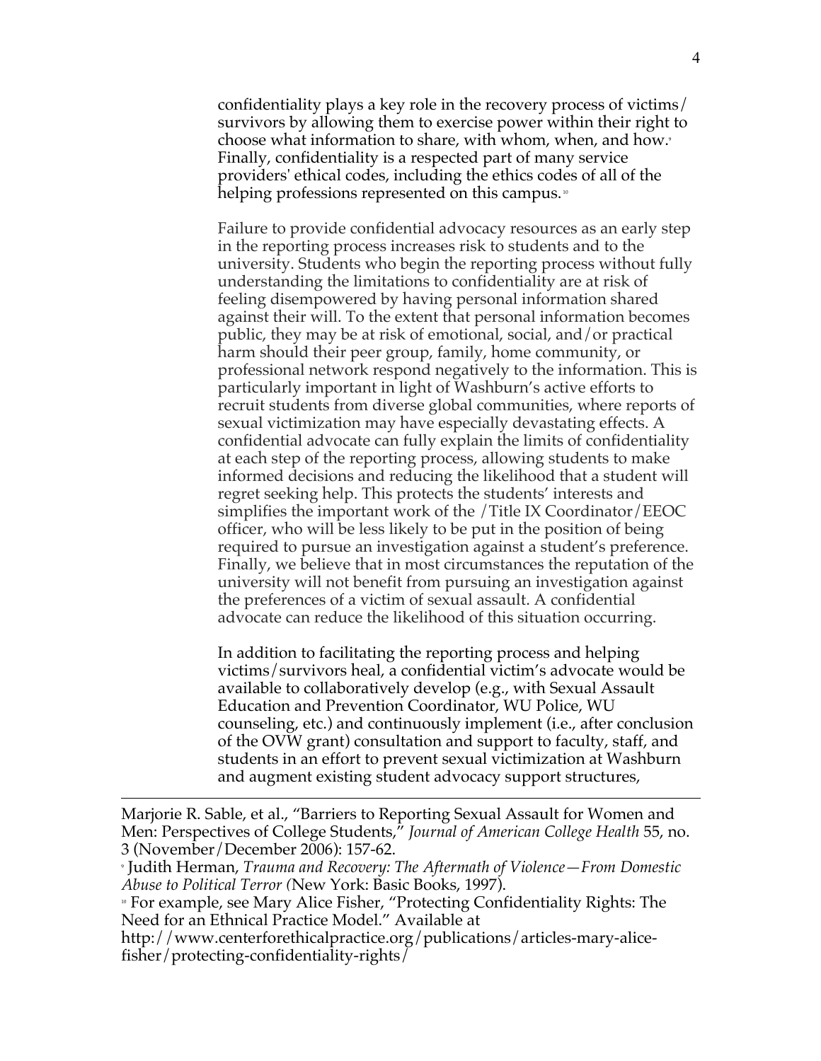confidentiality plays a key role in the recovery process of victims/ survivors by allowing them to exercise power within their right to choose what information to share, with whom, when, and how.[9] Finally, confidentiality is a respected part of many service providers' ethical codes, including the ethics codes of all of the helping professions represented on this campus.[10]

Failure to provide confidential advocacy resources as an early step in the reporting process increases risk to students and to the university. Students who begin the reporting process without fully understanding the limitations to confidentiality are at risk of feeling disempowered by having personal information shared against their will. To the extent that personal information becomes public, they may be at risk of emotional, social, and/or practical harm should their peer group, family, home community, or professional network respond negatively to the information. This is particularly important in light of Washburn's active efforts to recruit students from diverse global communities, where reports of sexual victimization may have especially devastating effects. A confidential advocate can fully explain the limits of confidentiality at each step of the reporting process, allowing students to make informed decisions and reducing the likelihood that a student will regret seeking help. This protects the students' interests and simplifies the important work of the /Title IX Coordinator/EEOC officer, who will be less likely to be put in the position of being required to pursue an investigation against a student's preference. Finally, we believe that in most circumstances the reputation of the university will not benefit from pursuing an investigation against the preferences of a victim of sexual assault. A confidential advocate can reduce the likelihood of this situation occurring.

In addition to facilitating the reporting process and helping victims/survivors heal, a confidential victim's advocate would be available to collaboratively develop (e.g., with Sexual Assault Education and Prevention Coordinator, WU Police, WU counseling, etc.) and continuously implement (i.e., after conclusion of the OVW grant) consultation and support to faculty, staff, and students in an effort to prevent sexual victimization at Washburn and augment existing student advocacy support structures,

---

Marjorie R. Sable, et al., "Barriers to Reporting Sexual Assault for Women and Men: Perspectives of College Students," *Journal of American College Health* 55, no. 3 (November/December 2006): 157-62.

[9] Judith Herman, *Trauma and Recovery: The Aftermath of Violence—From Domestic Abuse to Political Terror (*New York: Basic Books, 1997).

[10] For example, see Mary Alice Fisher, "Protecting Confidentiality Rights: The Need for an Ethnical Practice Model." Available at http://www.centerforethicalpractice.org/publications/articles-mary-alice-fisher/protecting-confidentiality-rights/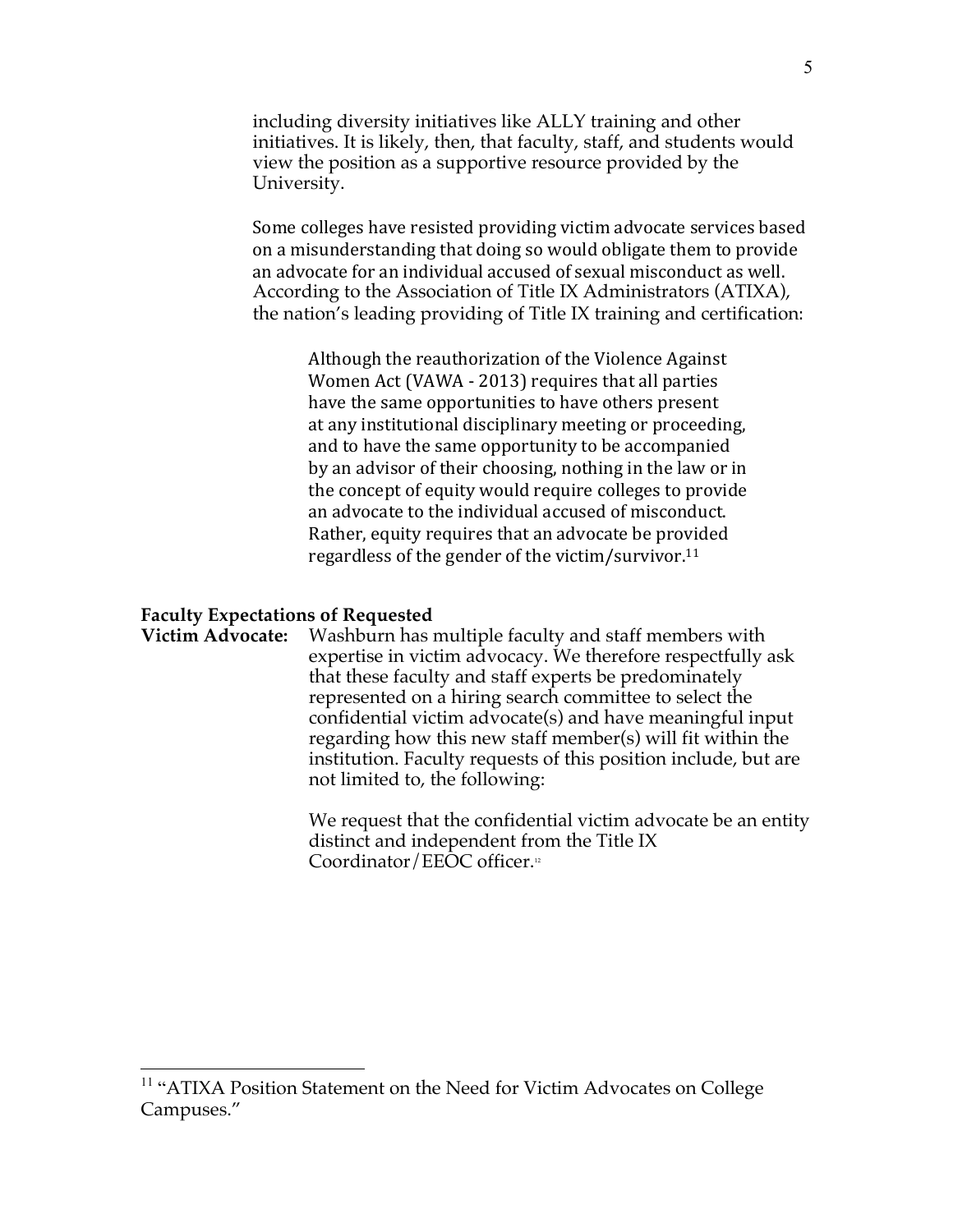including diversity initiatives like ALLY training and other initiatives. It is likely, then, that faculty, staff, and students would view the position as a supportive resource provided by the University.

Some colleges have resisted providing victim advocate services based on a misunderstanding that doing so would obligate them to provide an advocate for an individual accused of sexual misconduct as well. According to the Association of Title IX Administrators (ATIXA), the nation's leading providing of Title IX training and certification:

> Although the reauthorization of the Violence Against Women Act (VAWA - 2013) requires that all parties have the same opportunities to have others present at any institutional disciplinary meeting or proceeding, and to have the same opportunity to be accompanied by an advisor of their choosing, nothing in the law or in the concept of equity would require colleges to provide an advocate to the individual accused of misconduct. Rather, equity requires that an advocate be provided regardless of the gender of the victim/survivor.[11]

**Faculty Expectations of Requested Victim Advocate:** Washburn has multiple faculty and staff members with expertise in victim advocacy. We therefore respectfully ask that these faculty and staff experts be predominately represented on a hiring search committee to select the confidential victim advocate(s) and have meaningful input regarding how this new staff member(s) will fit within the institution. Faculty requests of this position include, but are not limited to, the following:

We request that the confidential victim advocate be an entity distinct and independent from the Title IX Coordinator/EEOC officer.[12]

---

[11] "ATIXA Position Statement on the Need for Victim Advocates on College Campuses."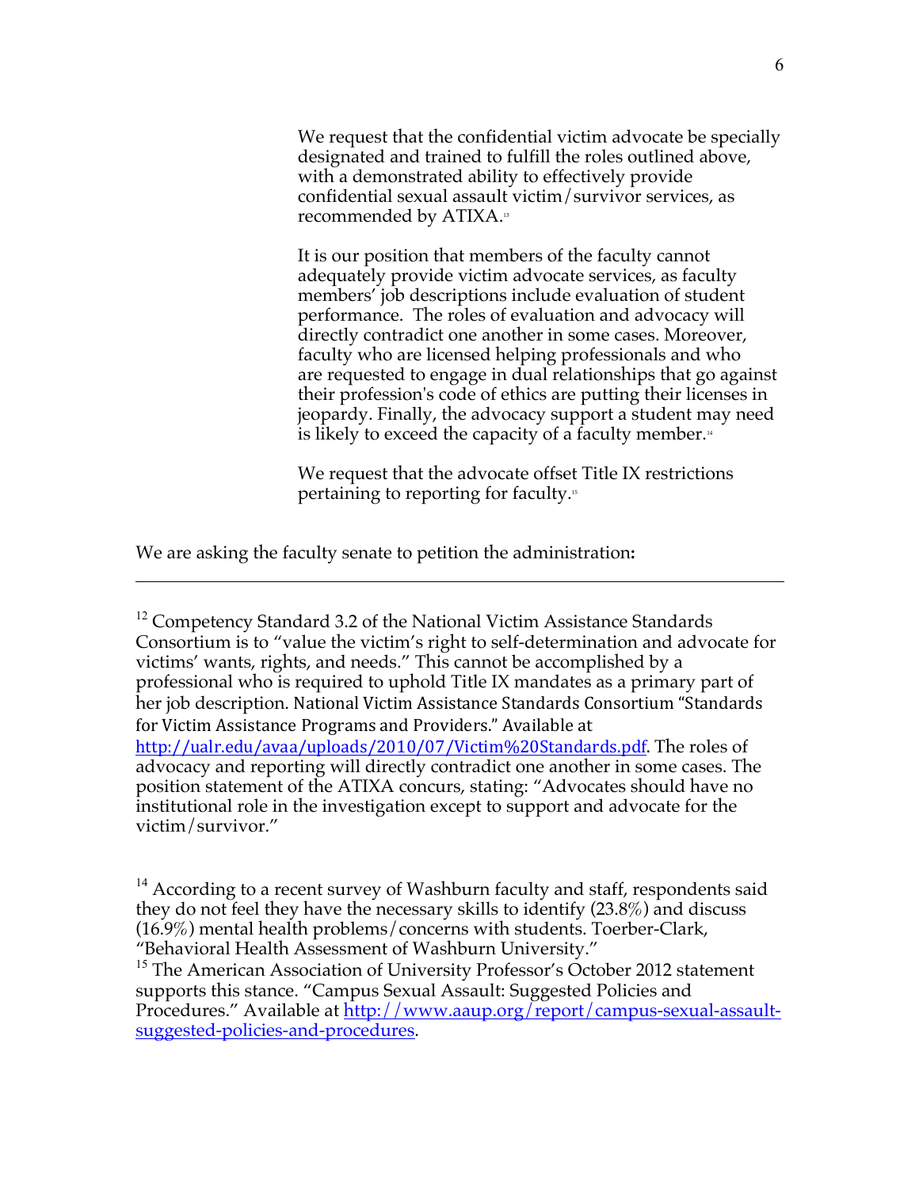> We request that the confidential victim advocate be specially designated and trained to fulfill the roles outlined above, with a demonstrated ability to effectively provide confidential sexual assault victim/survivor services, as recommended by ATIXA.[13]
>
> It is our position that members of the faculty cannot adequately provide victim advocate services, as faculty members' job descriptions include evaluation of student performance. The roles of evaluation and advocacy will directly contradict one another in some cases. Moreover, faculty who are licensed helping professionals and who are requested to engage in dual relationships that go against their profession's code of ethics are putting their licenses in jeopardy. Finally, the advocacy support a student may need is likely to exceed the capacity of a faculty member.[14]
>
> We request that the advocate offset Title IX restrictions pertaining to reporting for faculty.[15]

We are asking the faculty senate to petition the administration**:**

---

[12] Competency Standard 3.2 of the National Victim Assistance Standards Consortium is to "value the victim's right to self-determination and advocate for victims' wants, rights, and needs." This cannot be accomplished by a professional who is required to uphold Title IX mandates as a primary part of her job description. National Victim Assistance Standards Consortium "Standards for Victim Assistance Programs and Providers." Available at http://ualr.edu/avaa/uploads/2010/07/Victim%20Standards.pdf. The roles of advocacy and reporting will directly contradict one another in some cases. The position statement of the ATIXA concurs, stating: "Advocates should have no institutional role in the investigation except to support and advocate for the victim/survivor."

[14] According to a recent survey of Washburn faculty and staff, respondents said they do not feel they have the necessary skills to identify (23.8%) and discuss (16.9%) mental health problems/concerns with students. Toerber-Clark, "Behavioral Health Assessment of Washburn University."

[15] The American Association of University Professor's October 2012 statement supports this stance. "Campus Sexual Assault: Suggested Policies and Procedures." Available at http://www.aaup.org/report/campus-sexual-assault-suggested-policies-and-procedures.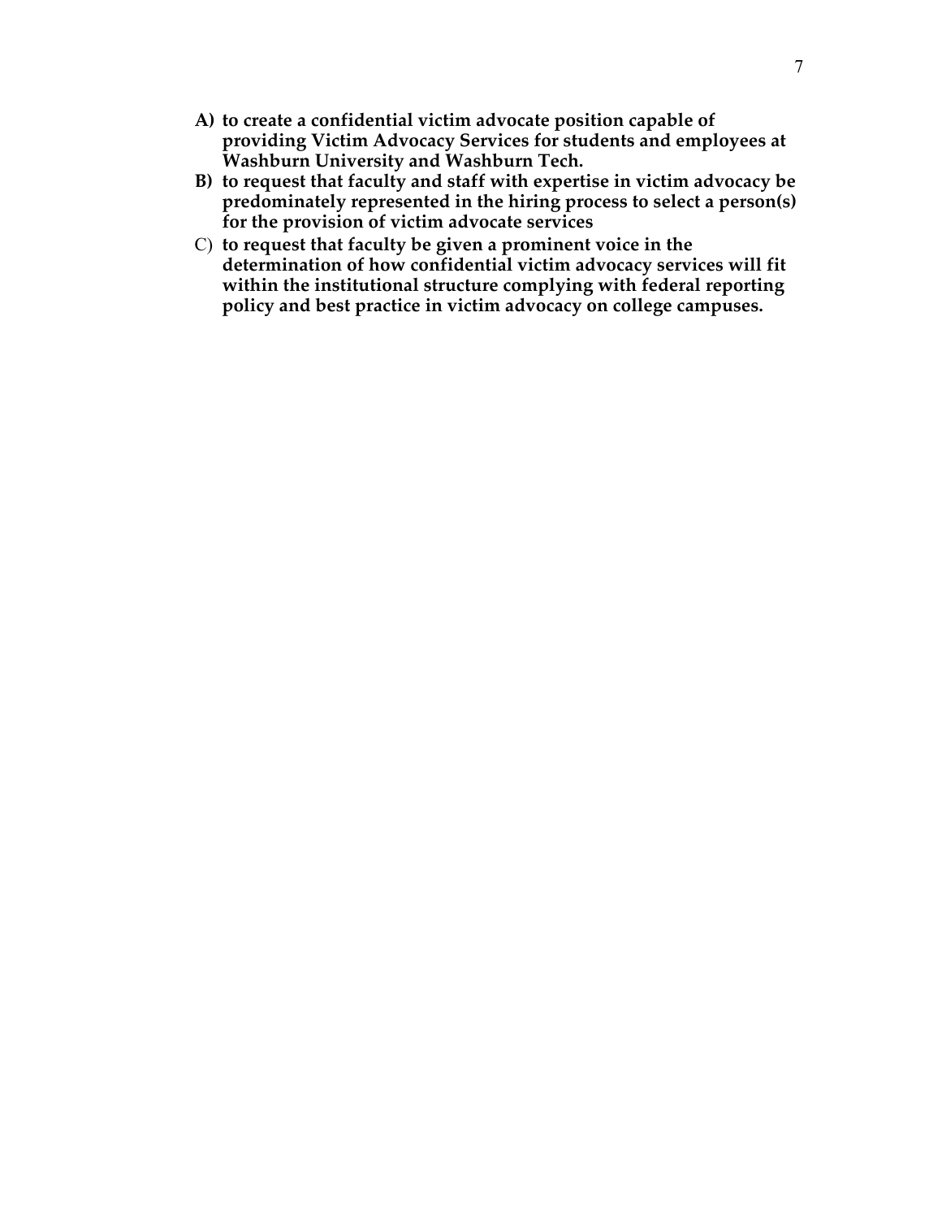**A) to create a confidential victim advocate position capable of providing Victim Advocacy Services for students and employees at Washburn University and Washburn Tech.**

**B) to request that faculty and staff with expertise in victim advocacy be predominately represented in the hiring process to select a person(s) for the provision of victim advocate services**

C) **to request that faculty be given a prominent voice in the determination of how confidential victim advocacy services will fit within the institutional structure complying with federal reporting policy and best practice in victim advocacy on college campuses.**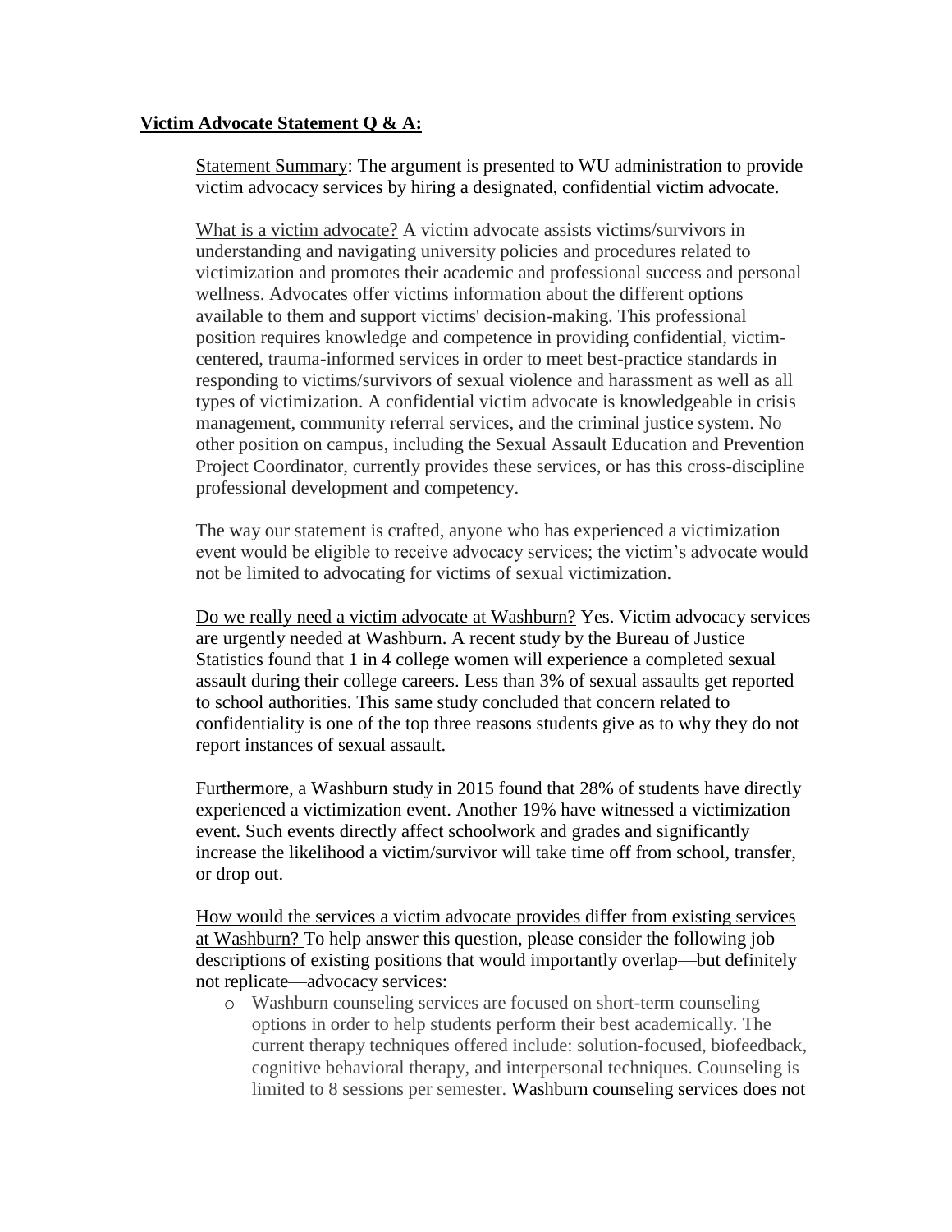**Victim Advocate Statement Q & A:**

Statement Summary: The argument is presented to WU administration to provide victim advocacy services by hiring a designated, confidential victim advocate.

What is a victim advocate? A victim advocate assists victims/survivors in understanding and navigating university policies and procedures related to victimization and promotes their academic and professional success and personal wellness. Advocates offer victims information about the different options available to them and support victims' decision-making. This professional position requires knowledge and competence in providing confidential, victim-centered, trauma-informed services in order to meet best-practice standards in responding to victims/survivors of sexual violence and harassment as well as all types of victimization. A confidential victim advocate is knowledgeable in crisis management, community referral services, and the criminal justice system. No other position on campus, including the Sexual Assault Education and Prevention Project Coordinator, currently provides these services, or has this cross-discipline professional development and competency.

The way our statement is crafted, anyone who has experienced a victimization event would be eligible to receive advocacy services; the victim's advocate would not be limited to advocating for victims of sexual victimization.

Do we really need a victim advocate at Washburn? Yes. Victim advocacy services are urgently needed at Washburn. A recent study by the Bureau of Justice Statistics found that 1 in 4 college women will experience a completed sexual assault during their college careers. Less than 3% of sexual assaults get reported to school authorities. This same study concluded that concern related to confidentiality is one of the top three reasons students give as to why they do not report instances of sexual assault.

Furthermore, a Washburn study in 2015 found that 28% of students have directly experienced a victimization event. Another 19% have witnessed a victimization event. Such events directly affect schoolwork and grades and significantly increase the likelihood a victim/survivor will take time off from school, transfer, or drop out.

How would the services a victim advocate provides differ from existing services at Washburn? To help answer this question, please consider the following job descriptions of existing positions that would importantly overlap—but definitely not replicate—advocacy services:

- Washburn counseling services are focused on short-term counseling options in order to help students perform their best academically. The current therapy techniques offered include: solution-focused, biofeedback, cognitive behavioral therapy, and interpersonal techniques. Counseling is limited to 8 sessions per semester. Washburn counseling services does not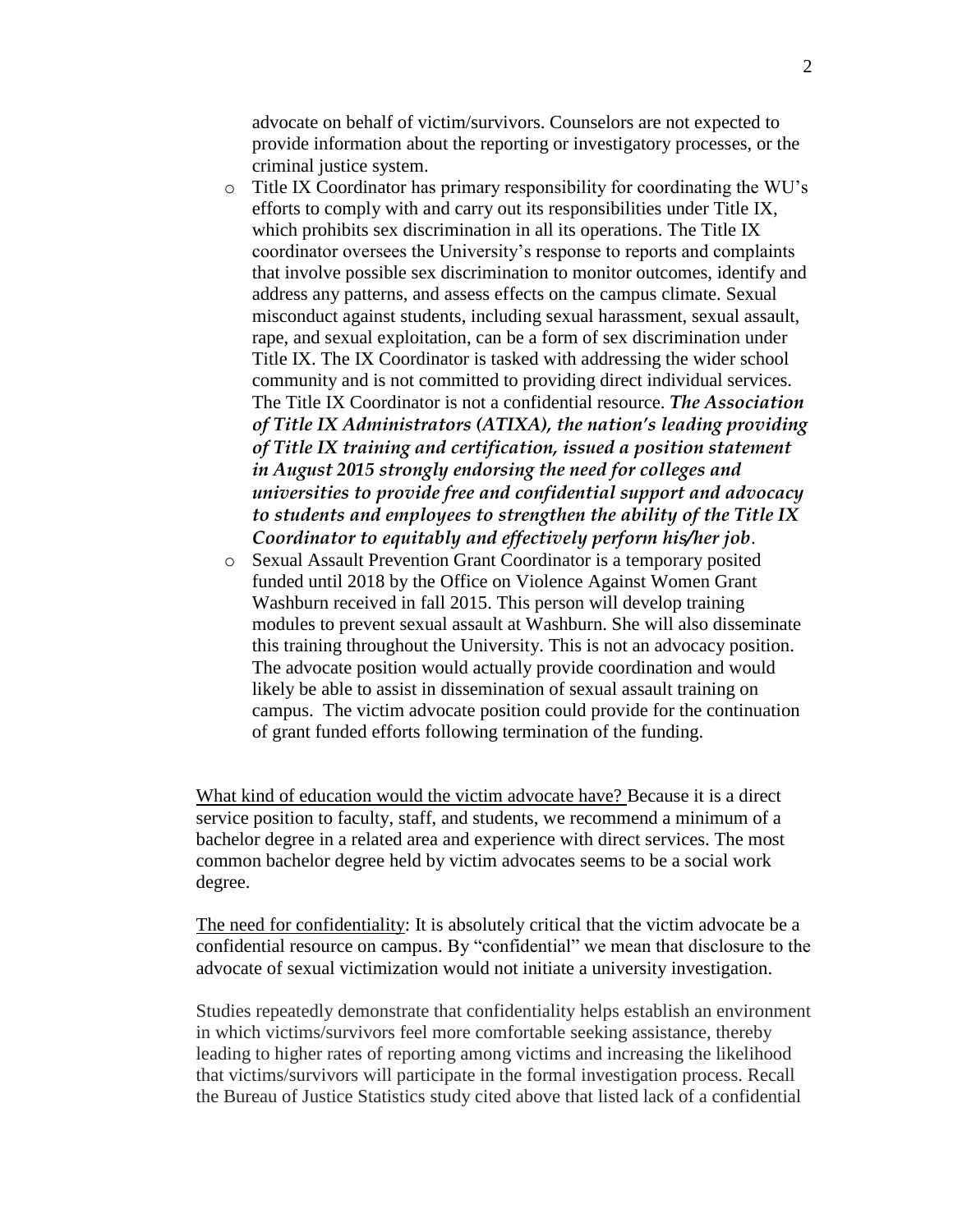advocate on behalf of victim/survivors. Counselors are not expected to provide information about the reporting or investigatory processes, or the criminal justice system.

- Title IX Coordinator has primary responsibility for coordinating the WU's efforts to comply with and carry out its responsibilities under Title IX, which prohibits sex discrimination in all its operations. The Title IX coordinator oversees the University's response to reports and complaints that involve possible sex discrimination to monitor outcomes, identify and address any patterns, and assess effects on the campus climate. Sexual misconduct against students, including sexual harassment, sexual assault, rape, and sexual exploitation, can be a form of sex discrimination under Title IX. The IX Coordinator is tasked with addressing the wider school community and is not committed to providing direct individual services. The Title IX Coordinator is not a confidential resource. ***The Association of Title IX Administrators (ATIXA), the nation's leading providing of Title IX training and certification, issued a position statement in August 2015 strongly endorsing the need for colleges and universities to provide free and confidential support and advocacy to students and employees to strengthen the ability of the Title IX Coordinator to equitably and effectively perform his/her job***.
- Sexual Assault Prevention Grant Coordinator is a temporary posited funded until 2018 by the Office on Violence Against Women Grant Washburn received in fall 2015. This person will develop training modules to prevent sexual assault at Washburn. She will also disseminate this training throughout the University. This is not an advocacy position. The advocate position would actually provide coordination and would likely be able to assist in dissemination of sexual assault training on campus. The victim advocate position could provide for the continuation of grant funded efforts following termination of the funding.

<u>What kind of education would the victim advocate have?</u> Because it is a direct service position to faculty, staff, and students, we recommend a minimum of a bachelor degree in a related area and experience with direct services. The most common bachelor degree held by victim advocates seems to be a social work degree.

<u>The need for confidentiality</u>: It is absolutely critical that the victim advocate be a confidential resource on campus. By "confidential" we mean that disclosure to the advocate of sexual victimization would not initiate a university investigation.

Studies repeatedly demonstrate that confidentiality helps establish an environment in which victims/survivors feel more comfortable seeking assistance, thereby leading to higher rates of reporting among victims and increasing the likelihood that victims/survivors will participate in the formal investigation process. Recall the Bureau of Justice Statistics study cited above that listed lack of a confidential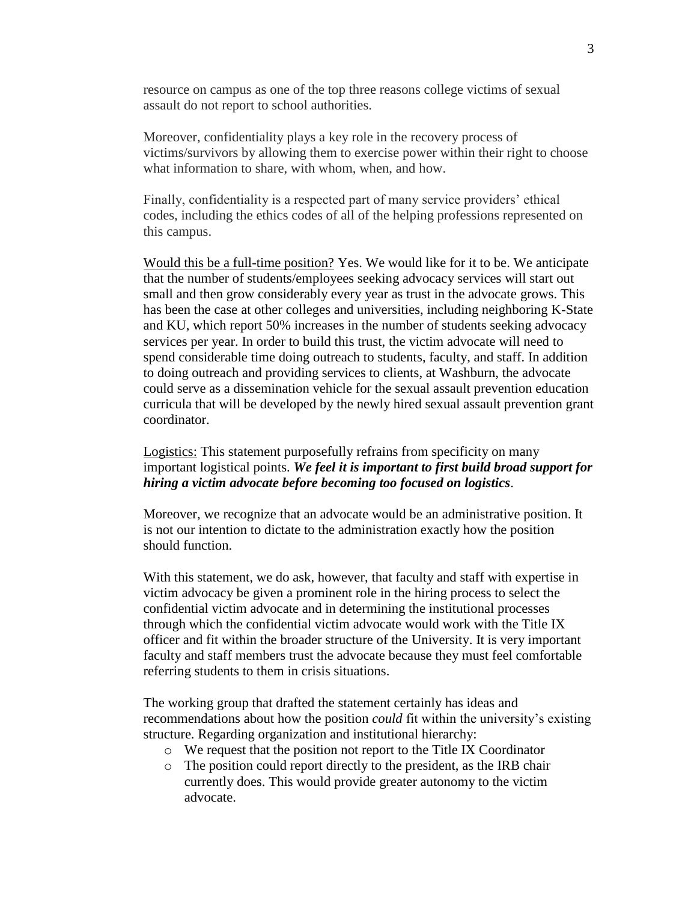resource on campus as one of the top three reasons college victims of sexual assault do not report to school authorities.

Moreover, confidentiality plays a key role in the recovery process of victims/survivors by allowing them to exercise power within their right to choose what information to share, with whom, when, and how.

Finally, confidentiality is a respected part of many service providers' ethical codes, including the ethics codes of all of the helping professions represented on this campus.

<u>Would this be a full-time position?</u> Yes. We would like for it to be. We anticipate that the number of students/employees seeking advocacy services will start out small and then grow considerably every year as trust in the advocate grows. This has been the case at other colleges and universities, including neighboring K-State and KU, which report 50% increases in the number of students seeking advocacy services per year. In order to build this trust, the victim advocate will need to spend considerable time doing outreach to students, faculty, and staff. In addition to doing outreach and providing services to clients, at Washburn, the advocate could serve as a dissemination vehicle for the sexual assault prevention education curricula that will be developed by the newly hired sexual assault prevention grant coordinator.

<u>Logistics:</u> This statement purposefully refrains from specificity on many important logistical points. ***We feel it is important to first build broad support for hiring a victim advocate before becoming too focused on logistics***.

Moreover, we recognize that an advocate would be an administrative position. It is not our intention to dictate to the administration exactly how the position should function.

With this statement, we do ask, however, that faculty and staff with expertise in victim advocacy be given a prominent role in the hiring process to select the confidential victim advocate and in determining the institutional processes through which the confidential victim advocate would work with the Title IX officer and fit within the broader structure of the University. It is very important faculty and staff members trust the advocate because they must feel comfortable referring students to them in crisis situations.

The working group that drafted the statement certainly has ideas and recommendations about how the position *could* fit within the university's existing structure. Regarding organization and institutional hierarchy:

- We request that the position not report to the Title IX Coordinator
- The position could report directly to the president, as the IRB chair currently does. This would provide greater autonomy to the victim advocate.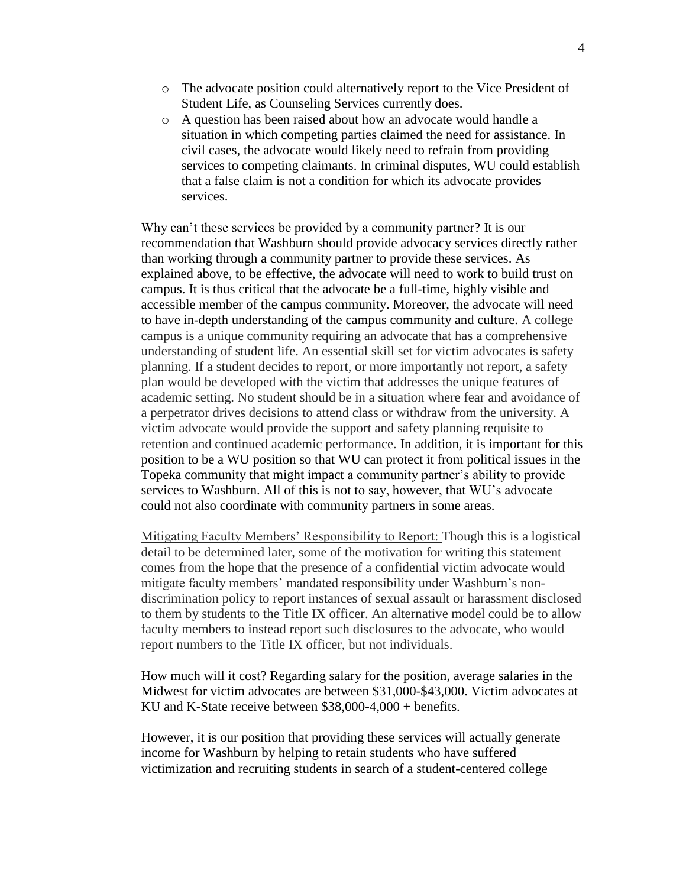- The advocate position could alternatively report to the Vice President of Student Life, as Counseling Services currently does.
- A question has been raised about how an advocate would handle a situation in which competing parties claimed the need for assistance. In civil cases, the advocate would likely need to refrain from providing services to competing claimants. In criminal disputes, WU could establish that a false claim is not a condition for which its advocate provides services.

<u>Why can't these services be provided by a community partner</u>? It is our recommendation that Washburn should provide advocacy services directly rather than working through a community partner to provide these services. As explained above, to be effective, the advocate will need to work to build trust on campus. It is thus critical that the advocate be a full-time, highly visible and accessible member of the campus community. Moreover, the advocate will need to have in-depth understanding of the campus community and culture. A college campus is a unique community requiring an advocate that has a comprehensive understanding of student life. An essential skill set for victim advocates is safety planning. If a student decides to report, or more importantly not report, a safety plan would be developed with the victim that addresses the unique features of academic setting. No student should be in a situation where fear and avoidance of a perpetrator drives decisions to attend class or withdraw from the university. A victim advocate would provide the support and safety planning requisite to retention and continued academic performance. In addition, it is important for this position to be a WU position so that WU can protect it from political issues in the Topeka community that might impact a community partner's ability to provide services to Washburn. All of this is not to say, however, that WU's advocate could not also coordinate with community partners in some areas.

<u>Mitigating Faculty Members' Responsibility to Report:</u> Though this is a logistical detail to be determined later, some of the motivation for writing this statement comes from the hope that the presence of a confidential victim advocate would mitigate faculty members' mandated responsibility under Washburn's non-discrimination policy to report instances of sexual assault or harassment disclosed to them by students to the Title IX officer. An alternative model could be to allow faculty members to instead report such disclosures to the advocate, who would report numbers to the Title IX officer, but not individuals.

<u>How much will it cost</u>? Regarding salary for the position, average salaries in the Midwest for victim advocates are between $31,000-$43,000. Victim advocates at KU and K-State receive between $38,000-4,000 + benefits.

However, it is our position that providing these services will actually generate income for Washburn by helping to retain students who have suffered victimization and recruiting students in search of a student-centered college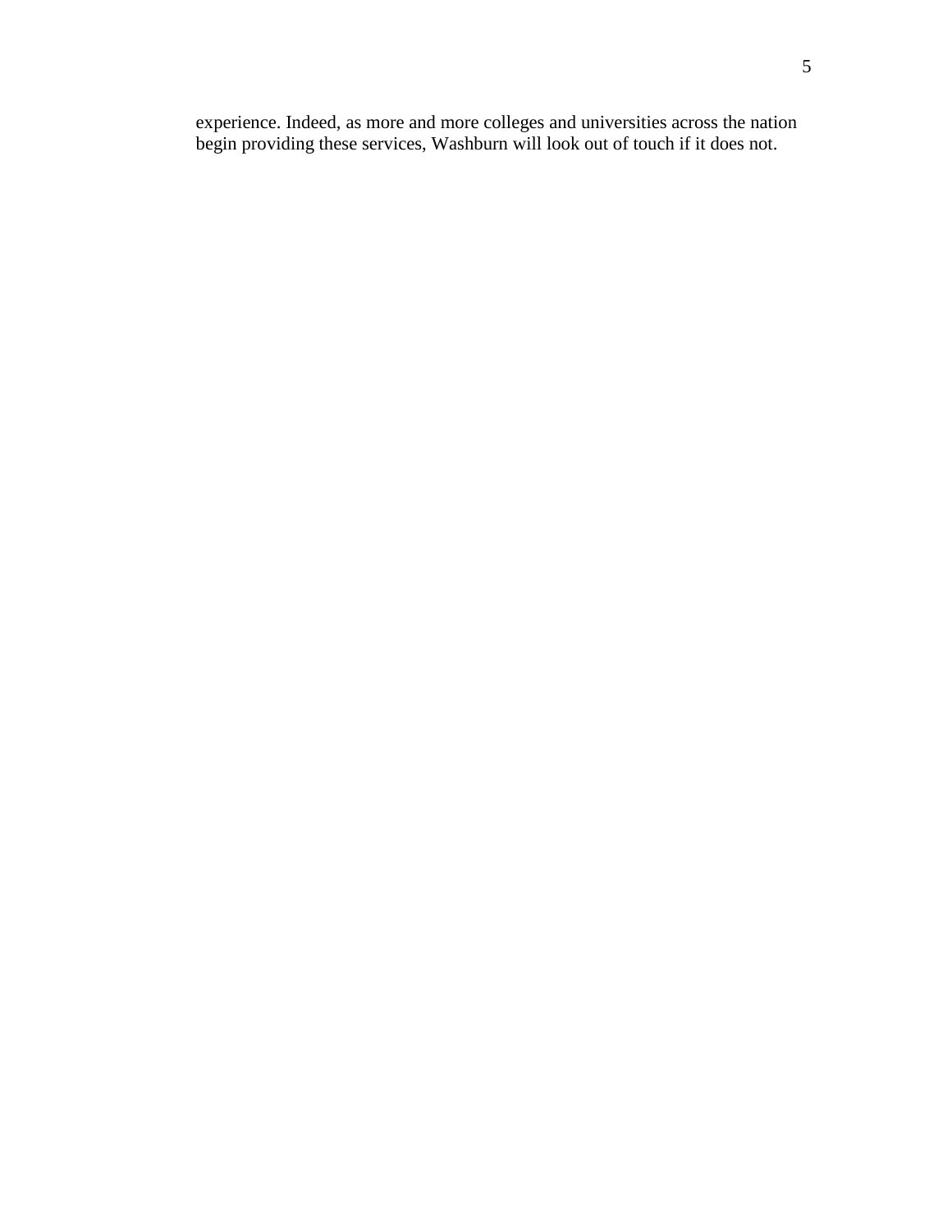experience. Indeed, as more and more colleges and universities across the nation begin providing these services, Washburn will look out of touch if it does not.